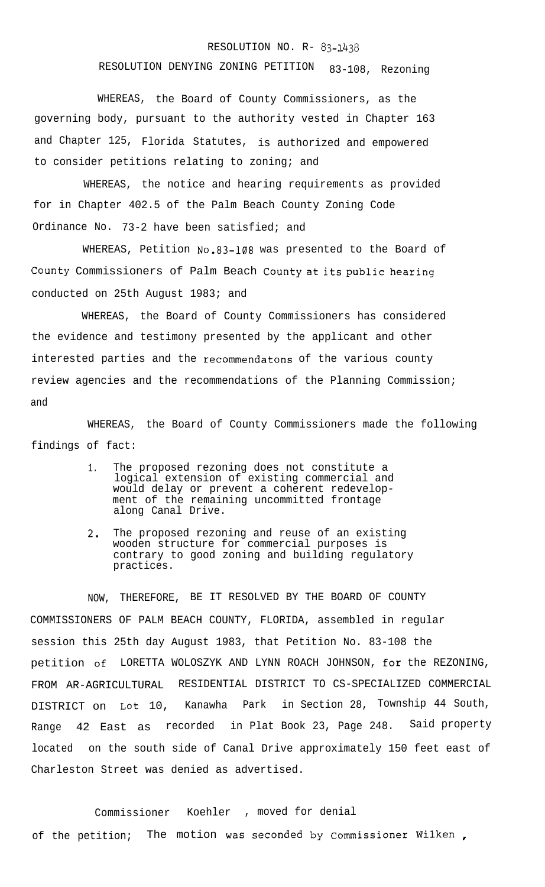RESOLUTION NO. R- 83-1438

RESOLUTION DENYING ZONING PETITION 83-108, Rezoning

WHEREAS, the Board of County Commissioners, as the governing body, pursuant to the authority vested in Chapter 163 and Chapter 125, Florida Statutes, is authorized and empowered to consider petitions relating to zoning; and

WHEREAS, the notice and hearing requirements as provided for in Chapter 402.5 of the Palm Beach County Zoning Code Ordinance No. 73-2 have been satisfied; and

WHEREAS, Petition No.83-108 was presented to the Board of County Commissioners of Palm Beach County at its public hearing conducted on 25th August 1983; and

WHEREAS, the Board of County Commissioners has considered the evidence and testimony presented by the applicant and other interested parties and the recommendatons of the various county review agencies and the recommendations of the Planning Commission; and

WHEREAS, the Board of County Commissioners made the following findings of fact:

1. The proposed rezoning does not constitute a logical extension of existing commercial and would delay or prevent a coherent redevelopment of the remaining uncommitted frontage along Canal Drive.
2. The proposed rezoning and reuse of an existing wooden structure for commercial purposes is contrary to good zoning and building regulatory practices.

NOW, THEREFORE, BE IT RESOLVED BY THE BOARD OF COUNTY COMMISSIONERS OF PALM BEACH COUNTY, FLORIDA, assembled in regular session this 25th day August 1983, that Petition No. 83-108 the petition of LORETTA WOLOSZYK AND LYNN ROACH JOHNSON, for the REZONING, FROM AR-AGRICULTURAL RESIDENTIAL DISTRICT TO CS-SPECIALIZED COMMERCIAL DISTRICT on Lot 10, Kanawha Park in Section 28, Township 44 South, Range 42 East as recorded in Plat Book 23, Page 248. Said property located on the south side of Canal Drive approximately 150 feet east of Charleston Street was denied as advertised.

Commissioner Koehler , moved for denial of the petition; The motion was seconded by Commissioner Wilken ,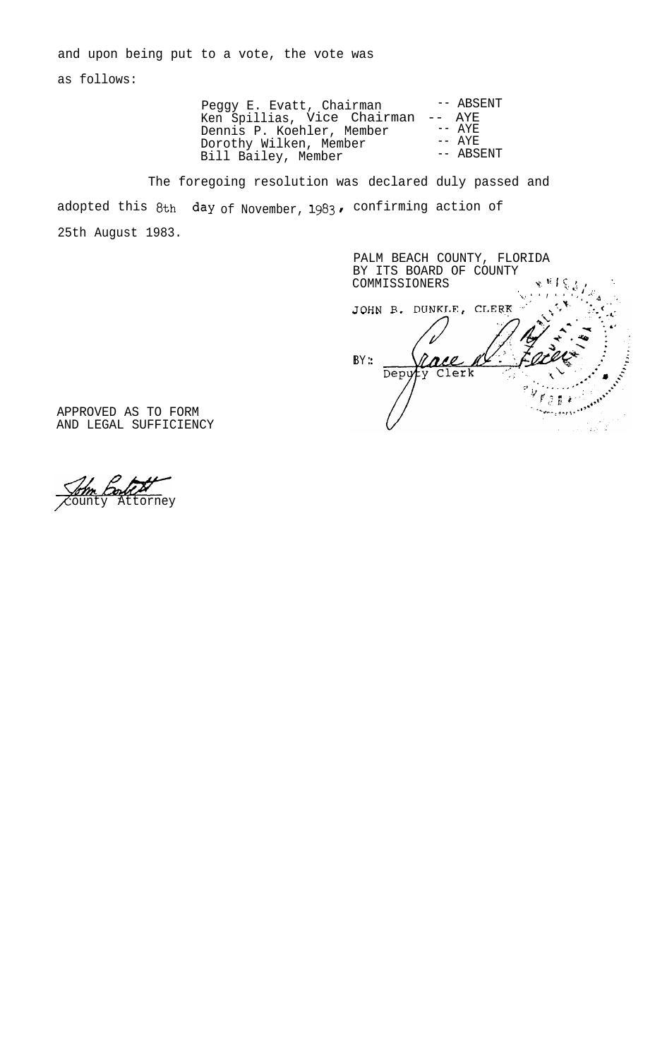and upon being put to a vote, the vote was as follows:

| | |
|---|---|
| Peggy E. Evatt, Chairman | -- ABSENT |
| Ken Spillias, Vice Chairman | -- AYE |
| Dennis P. Koehler, Member | -- AYE |
| Dorothy Wilken, Member | -- AYE |
| Bill Bailey, Member | -- ABSENT |

The foregoing resolution was declared duly passed and adopted this 8th day of November, 1983, confirming action of 25th August 1983.

PALM BEACH COUNTY, FLORIDA
BY ITS BOARD OF COUNTY
COMMISSIONERS

JOHN B. DUNKLE, CLERK

BY: Grace M. Feeley
Deputy Clerk

APPROVED AS TO FORM
AND LEGAL SUFFICIENCY

John Botts
County Attorney